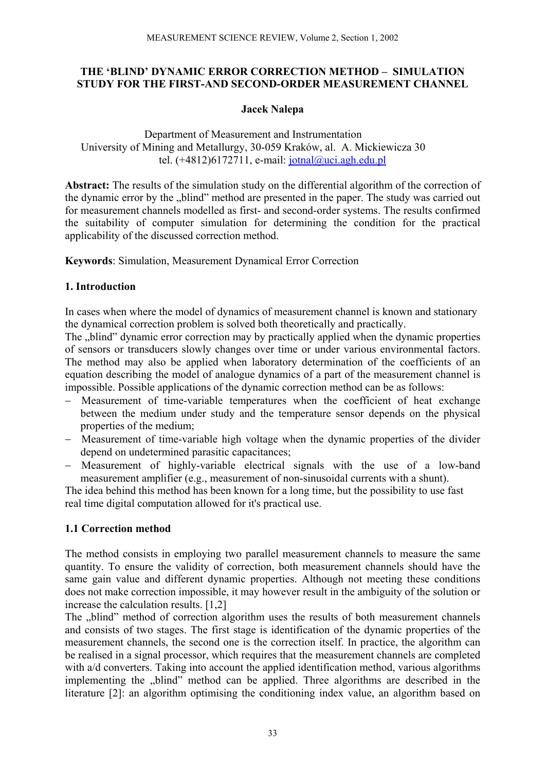# THE 'BLIND' DYNAMIC ERROR CORRECTION METHOD – SIMULATION STUDY FOR THE FIRST-AND SECOND-ORDER MEASUREMENT CHANNEL

**Jacek Nalepa**

Department of Measurement and Instrumentation
University of Mining and Metallurgy, 30-059 Kraków, al. A. Mickiewicza 30
tel. (+4812)6172711, e-mail: jotnal@uci.agh.edu.pl

**Abstract:** The results of the simulation study on the differential algorithm of the correction of the dynamic error by the „blind" method are presented in the paper. The study was carried out for measurement channels modelled as first- and second-order systems. The results confirmed the suitability of computer simulation for determining the condition for the practical applicability of the discussed correction method.

**Keywords**: Simulation, Measurement Dynamical Error Correction

## 1. Introduction

In cases when where the model of dynamics of measurement channel is known and stationary the dynamical correction problem is solved both theoretically and practically.

The „blind" dynamic error correction may by practically applied when the dynamic properties of sensors or transducers slowly changes over time or under various environmental factors. The method may also be applied when laboratory determination of the coefficients of an equation describing the model of analogue dynamics of a part of the measurement channel is impossible. Possible applications of the dynamic correction method can be as follows:

- Measurement of time-variable temperatures when the coefficient of heat exchange between the medium under study and the temperature sensor depends on the physical properties of the medium;
- Measurement of time-variable high voltage when the dynamic properties of the divider depend on undetermined parasitic capacitances;
- Measurement of highly-variable electrical signals with the use of a low-band measurement amplifier (e.g., measurement of non-sinusoidal currents with a shunt).

The idea behind this method has been known for a long time, but the possibility to use fast real time digital computation allowed for it's practical use.

### 1.1 Correction method

The method consists in employing two parallel measurement channels to measure the same quantity. To ensure the validity of correction, both measurement channels should have the same gain value and different dynamic properties. Although not meeting these conditions does not make correction impossible, it may however result in the ambiguity of the solution or increase the calculation results. [1,2]

The „blind" method of correction algorithm uses the results of both measurement channels and consists of two stages. The first stage is identification of the dynamic properties of the measurement channels, the second one is the correction itself. In practice, the algorithm can be realised in a signal processor, which requires that the measurement channels are completed with a/d converters. Taking into account the applied identification method, various algorithms implementing the „blind" method can be applied. Three algorithms are described in the literature [2]: an algorithm optimising the conditioning index value, an algorithm based on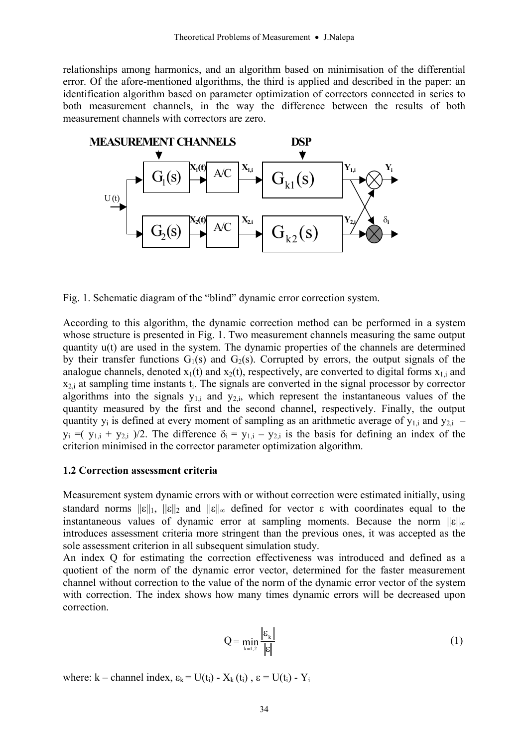relationships among harmonics, and an algorithm based on minimisation of the differential error. Of the afore-mentioned algorithms, the third is applied and described in the paper: an identification algorithm based on parameter optimization of correctors connected in series to both measurement channels, in the way the difference between the results of both measurement channels with correctors are zero.

Fig. 1. Schematic diagram of the "blind" dynamic error correction system.

According to this algorithm, the dynamic correction method can be performed in a system whose structure is presented in Fig. 1. Two measurement channels measuring the same output quantity u(t) are used in the system. The dynamic properties of the channels are determined by their transfer functions $G_1(s)$ and $G_2(s)$. Corrupted by errors, the output signals of the analogue channels, denoted $x_1(t)$ and $x_2(t)$, respectively, are converted to digital forms $x_{1,i}$ and $x_{2,i}$ at sampling time instants $t_i$. The signals are converted in the signal processor by corrector algorithms into the signals $y_{1,i}$ and $y_{2,i}$, which represent the instantaneous values of the quantity measured by the first and the second channel, respectively. Finally, the output quantity $y_i$ is defined at every moment of sampling as an arithmetic average of $y_{1,i}$ and $y_{2,i}$ – $y_i = ( y_{1,i} + y_{2,i} )/2$. The difference $\delta_i = y_{1,i} - y_{2,i}$ is the basis for defining an index of the criterion minimised in the corrector parameter optimization algorithm.

### 1.2 Correction assessment criteria

Measurement system dynamic errors with or without correction were estimated initially, using standard norms $||\varepsilon||_1$, $||\varepsilon||_2$ and $||\varepsilon||_\infty$ defined for vector $\varepsilon$ with coordinates equal to the instantaneous values of dynamic error at sampling moments. Because the norm $||\varepsilon||_\infty$ introduces assessment criteria more stringent than the previous ones, it was accepted as the sole assessment criterion in all subsequent simulation study.

An index Q for estimating the correction effectiveness was introduced and defined as a quotient of the norm of the dynamic error vector, determined for the faster measurement channel without correction to the value of the norm of the dynamic error vector of the system with correction. The index shows how many times dynamic errors will be decreased upon correction.

$$Q = \min_{k=1,2} \frac{\|\varepsilon_k\|}{\|\varepsilon\|} \tag{1}$$

where: k – channel index, $\varepsilon_k = U(t_i) - X_k(t_i)$ , $\varepsilon = U(t_i) - Y_i$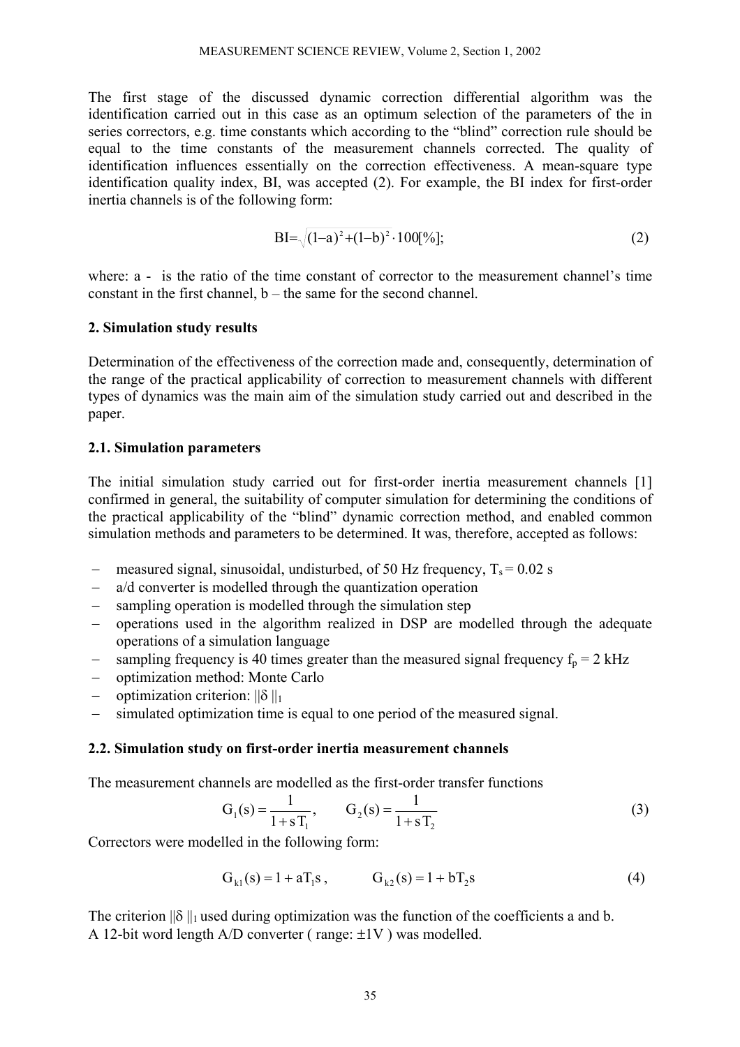The first stage of the discussed dynamic correction differential algorithm was the identification carried out in this case as an optimum selection of the parameters of the in series correctors, e.g. time constants which according to the "blind" correction rule should be equal to the time constants of the measurement channels corrected. The quality of identification influences essentially on the correction effectiveness. A mean-square type identification quality index, BI, was accepted (2). For example, the BI index for first-order inertia channels is of the following form:

$$\mathrm{BI}=\sqrt{(1-a)^2+(1-b)^2}\cdot 100[\%]; \tag{2}$$

where: a - is the ratio of the time constant of corrector to the measurement channel's time constant in the first channel, b – the same for the second channel.

## 2. Simulation study results

Determination of the effectiveness of the correction made and, consequently, determination of the range of the practical applicability of correction to measurement channels with different types of dynamics was the main aim of the simulation study carried out and described in the paper.

### 2.1. Simulation parameters

The initial simulation study carried out for first-order inertia measurement channels [1] confirmed in general, the suitability of computer simulation for determining the conditions of the practical applicability of the "blind" dynamic correction method, and enabled common simulation methods and parameters to be determined. It was, therefore, accepted as follows:

- measured signal, sinusoidal, undisturbed, of 50 Hz frequency, $T_s = 0.02$ s
- a/d converter is modelled through the quantization operation
- sampling operation is modelled through the simulation step
- operations used in the algorithm realized in DSP are modelled through the adequate operations of a simulation language
- sampling frequency is 40 times greater than the measured signal frequency $f_p = 2$ kHz
- optimization method: Monte Carlo
- optimization criterion: $\|\delta\|_1$
- simulated optimization time is equal to one period of the measured signal.

### 2.2. Simulation study on first-order inertia measurement channels

The measurement channels are modelled as the first-order transfer functions

$$G_1(s) = \frac{1}{1+sT_1}, \qquad G_2(s) = \frac{1}{1+sT_2} \tag{3}$$

Correctors were modelled in the following form:

$$G_{k1}(s) = 1 + aT_1 s, \qquad G_{k2}(s) = 1 + bT_2 s \tag{4}$$

The criterion $\|\delta\|_1$ used during optimization was the function of the coefficients a and b.
A 12-bit word length A/D converter ( range: ±1V ) was modelled.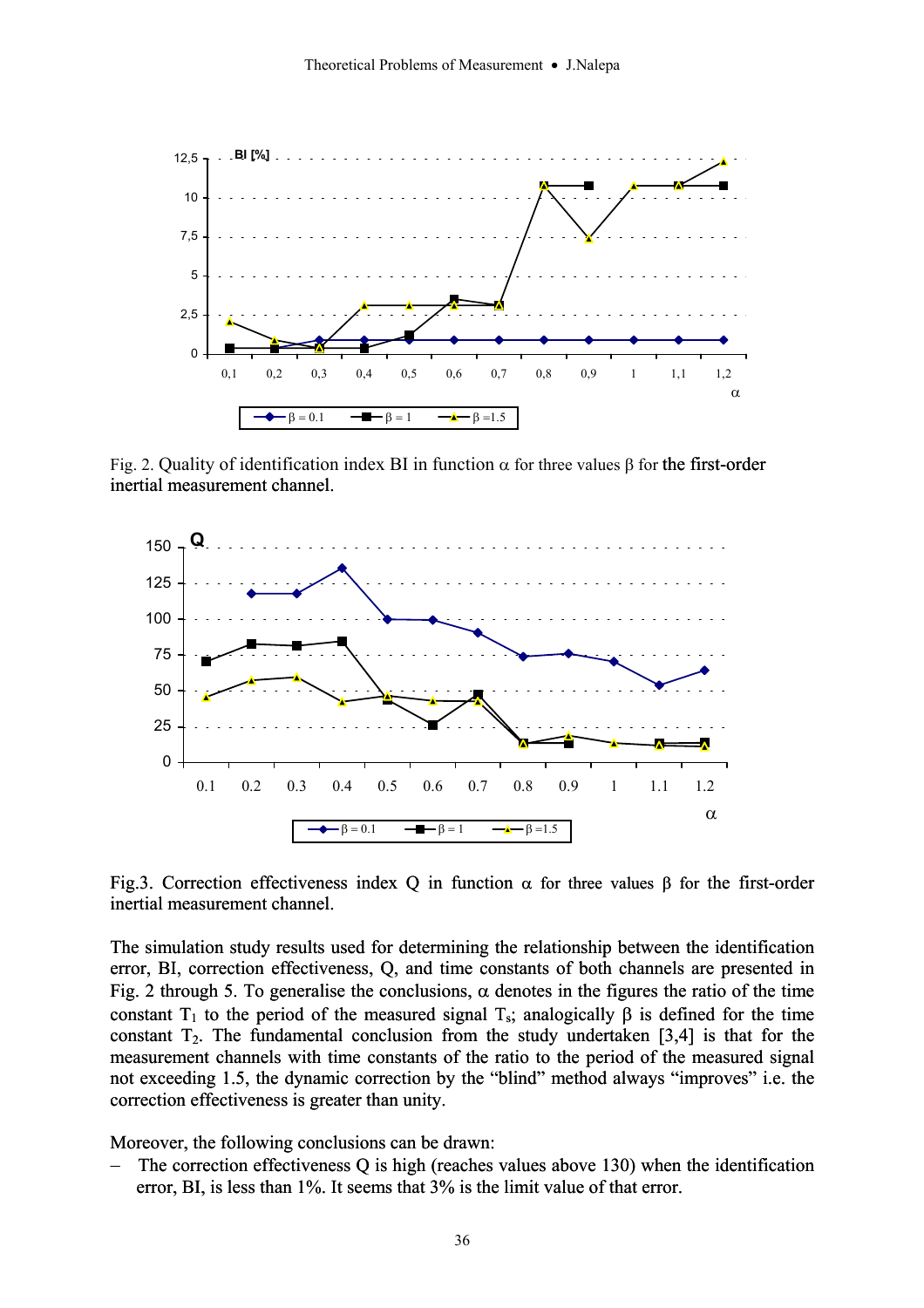Fig. 2. Quality of identification index BI in function $\alpha$ for three values $\beta$ for the first-order inertial measurement channel.

Fig.3. Correction effectiveness index Q in function $\alpha$ for three values $\beta$ for the first-order inertial measurement channel.

The simulation study results used for determining the relationship between the identification error, BI, correction effectiveness, Q, and time constants of both channels are presented in Fig. 2 through 5. To generalise the conclusions, $\alpha$ denotes in the figures the ratio of the time constant $T_1$ to the period of the measured signal $T_s$; analogically $\beta$ is defined for the time constant $T_2$. The fundamental conclusion from the study undertaken [3,4] is that for the measurement channels with time constants of the ratio to the period of the measured signal not exceeding 1.5, the dynamic correction by the "blind" method always "improves" i.e. the correction effectiveness is greater than unity.

Moreover, the following conclusions can be drawn:

– The correction effectiveness Q is high (reaches values above 130) when the identification error, BI, is less than 1%. It seems that 3% is the limit value of that error.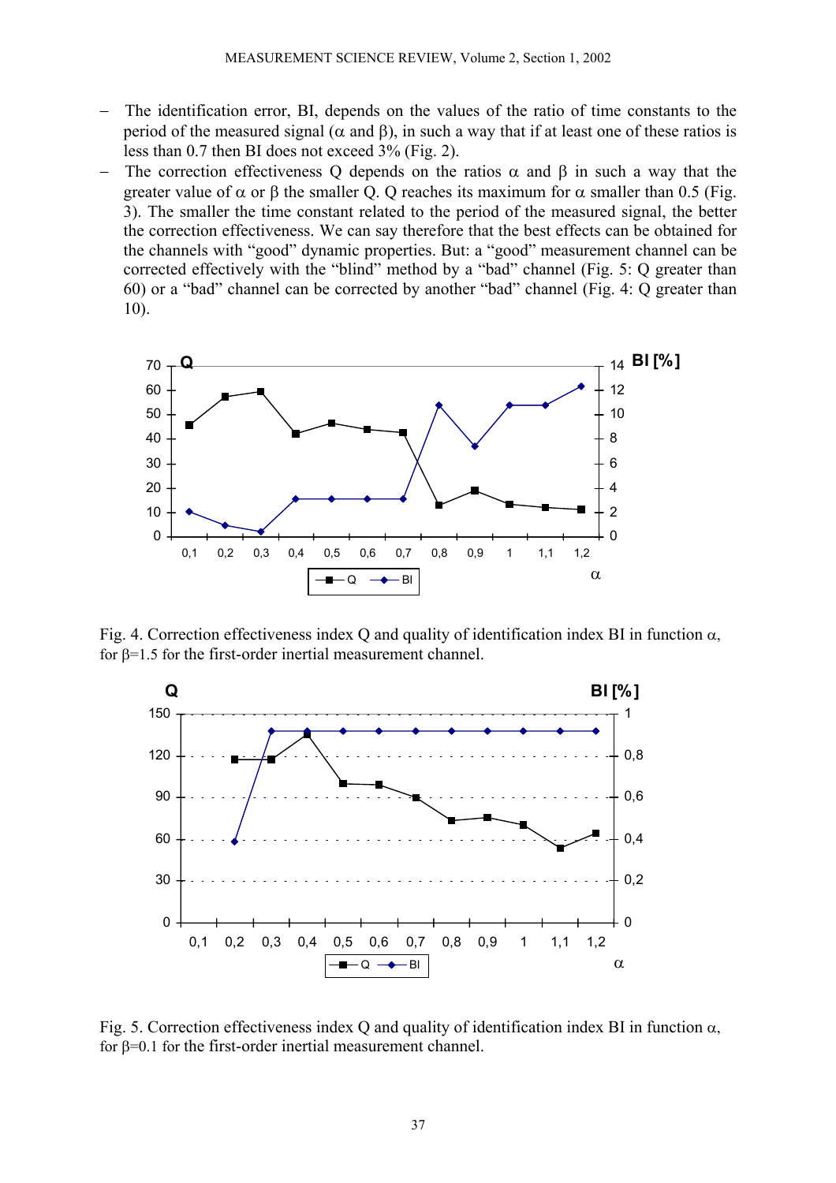- The identification error, BI, depends on the values of the ratio of time constants to the period of the measured signal ($\alpha$ and $\beta$), in such a way that if at least one of these ratios is less than 0.7 then BI does not exceed 3% (Fig. 2).
- The correction effectiveness Q depends on the ratios $\alpha$ and $\beta$ in such a way that the greater value of $\alpha$ or $\beta$ the smaller Q. Q reaches its maximum for $\alpha$ smaller than 0.5 (Fig. 3). The smaller the time constant related to the period of the measured signal, the better the correction effectiveness. We can say therefore that the best effects can be obtained for the channels with "good" dynamic properties. But: a "good" measurement channel can be corrected effectively with the "blind" method by a "bad" channel (Fig. 5: Q greater than 60) or a "bad" channel can be corrected by another "bad" channel (Fig. 4: Q greater than 10).

Fig. 4. Correction effectiveness index Q and quality of identification index BI in function $\alpha$, for $\beta$=1.5 for the first-order inertial measurement channel.

Fig. 5. Correction effectiveness index Q and quality of identification index BI in function $\alpha$, for $\beta$=0.1 for the first-order inertial measurement channel.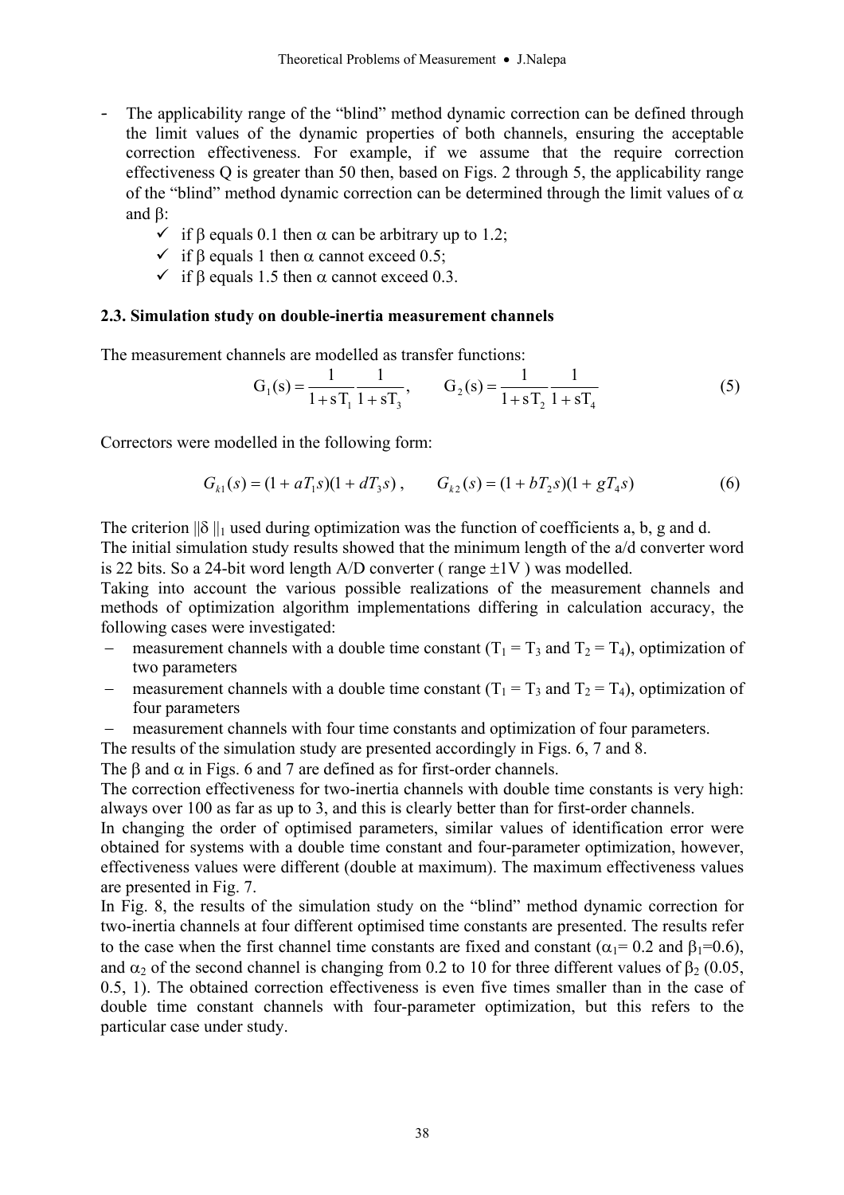- The applicability range of the "blind" method dynamic correction can be defined through the limit values of the dynamic properties of both channels, ensuring the acceptable correction effectiveness. For example, if we assume that the require correction effectiveness Q is greater than 50 then, based on Figs. 2 through 5, the applicability range of the "blind" method dynamic correction can be determined through the limit values of $\alpha$ and $\beta$:
  - ✓ if $\beta$ equals 0.1 then $\alpha$ can be arbitrary up to 1.2;
  - ✓ if $\beta$ equals 1 then $\alpha$ cannot exceed 0.5;
  - ✓ if $\beta$ equals 1.5 then $\alpha$ cannot exceed 0.3.

### 2.3. Simulation study on double-inertia measurement channels

The measurement channels are modelled as transfer functions:

$$G_1(s) = \frac{1}{1+sT_1}\frac{1}{1+sT_3}, \qquad G_2(s) = \frac{1}{1+sT_2}\frac{1}{1+sT_4} \tag{5}$$

Correctors were modelled in the following form:

$$G_{k1}(s) = (1 + aT_1 s)(1 + dT_3 s), \qquad G_{k2}(s) = (1 + bT_2 s)(1 + gT_4 s) \tag{6}$$

The criterion $\|\delta\|_1$ used during optimization was the function of coefficients a, b, g and d.
The initial simulation study results showed that the minimum length of the a/d converter word is 22 bits. So a 24-bit word length A/D converter ( range $\pm$1V ) was modelled.
Taking into account the various possible realizations of the measurement channels and methods of optimization algorithm implementations differing in calculation accuracy, the following cases were investigated:

- measurement channels with a double time constant ($T_1 = T_3$ and $T_2 = T_4$), optimization of two parameters
- measurement channels with a double time constant ($T_1 = T_3$ and $T_2 = T_4$), optimization of four parameters
- measurement channels with four time constants and optimization of four parameters.

The results of the simulation study are presented accordingly in Figs. 6, 7 and 8.
The $\beta$ and $\alpha$ in Figs. 6 and 7 are defined as for first-order channels.
The correction effectiveness for two-inertia channels with double time constants is very high: always over 100 as far as up to 3, and this is clearly better than for first-order channels.
In changing the order of optimised parameters, similar values of identification error were obtained for systems with a double time constant and four-parameter optimization, however, effectiveness values were different (double at maximum). The maximum effectiveness values are presented in Fig. 7.
In Fig. 8, the results of the simulation study on the "blind" method dynamic correction for two-inertia channels at four different optimised time constants are presented. The results refer to the case when the first channel time constants are fixed and constant ($\alpha_1$= 0.2 and $\beta_1$=0.6), and $\alpha_2$ of the second channel is changing from 0.2 to 10 for three different values of $\beta_2$ (0.05, 0.5, 1). The obtained correction effectiveness is even five times smaller than in the case of double time constant channels with four-parameter optimization, but this refers to the particular case under study.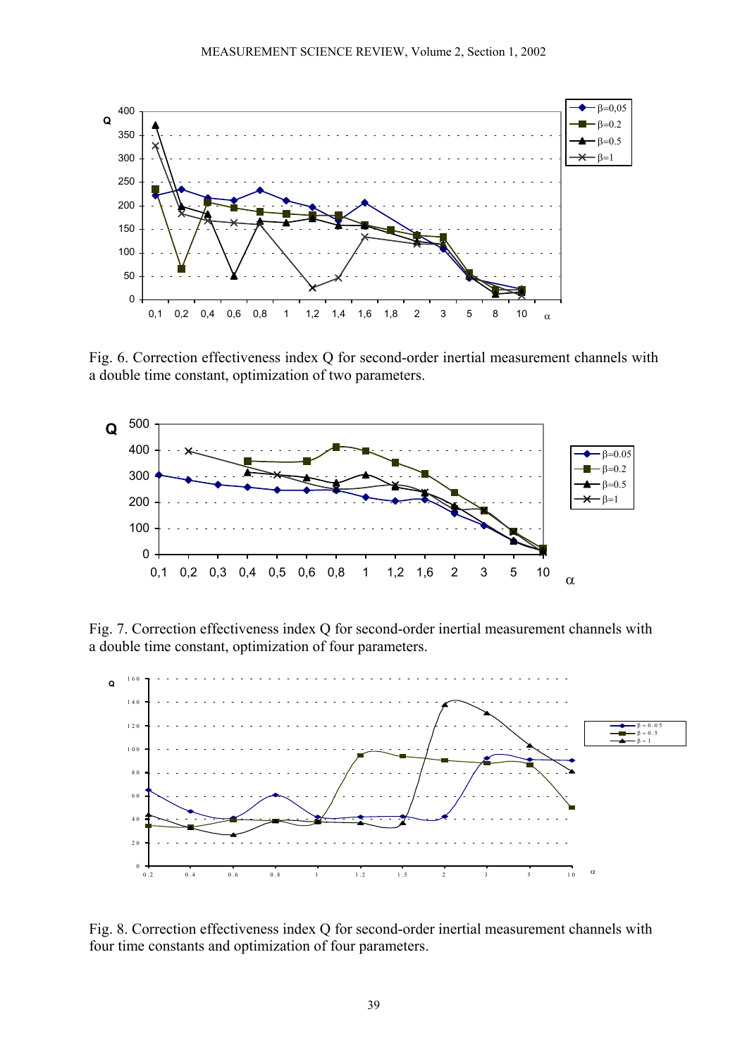Fig. 6. Correction effectiveness index Q for second-order inertial measurement channels with a double time constant, optimization of two parameters.

Fig. 7. Correction effectiveness index Q for second-order inertial measurement channels with a double time constant, optimization of four parameters.

Fig. 8. Correction effectiveness index Q for second-order inertial measurement channels with four time constants and optimization of four parameters.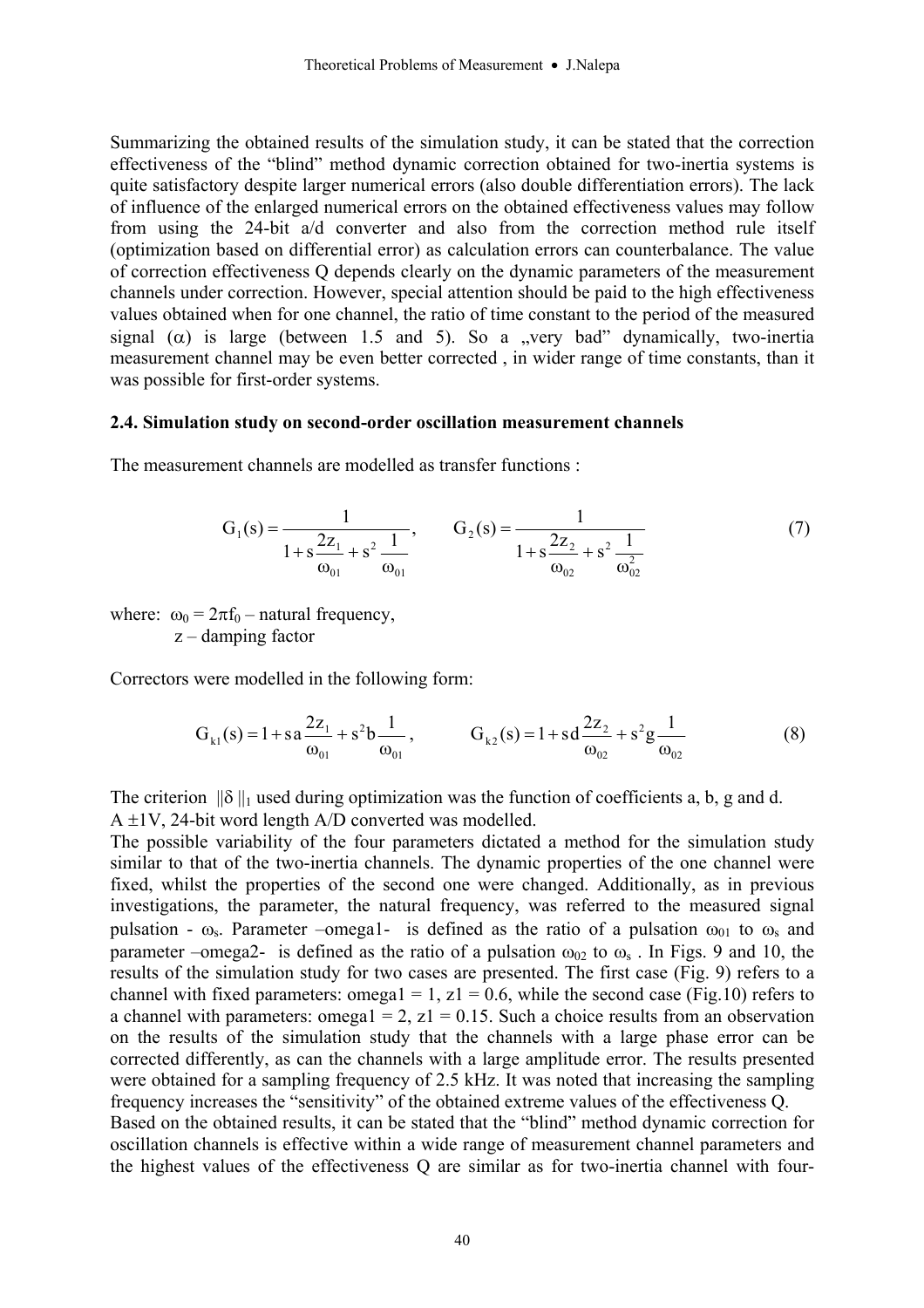Summarizing the obtained results of the simulation study, it can be stated that the correction effectiveness of the "blind" method dynamic correction obtained for two-inertia systems is quite satisfactory despite larger numerical errors (also double differentiation errors). The lack of influence of the enlarged numerical errors on the obtained effectiveness values may follow from using the 24-bit a/d converter and also from the correction method rule itself (optimization based on differential error) as calculation errors can counterbalance. The value of correction effectiveness Q depends clearly on the dynamic parameters of the measurement channels under correction. However, special attention should be paid to the high effectiveness values obtained when for one channel, the ratio of time constant to the period of the measured signal ($\alpha$) is large (between 1.5 and 5). So a „very bad" dynamically, two-inertia measurement channel may be even better corrected , in wider range of time constants, than it was possible for first-order systems.

### 2.4. Simulation study on second-order oscillation measurement channels

The measurement channels are modelled as transfer functions :

$$G_1(s) = \frac{1}{1 + s\frac{2z_1}{\omega_{01}} + s^2\frac{1}{\omega_{01}}}, \qquad G_2(s) = \frac{1}{1 + s\frac{2z_2}{\omega_{02}} + s^2\frac{1}{\omega_{02}^2}} \tag{7}$$

where: $\omega_0 = 2\pi f_0$ – natural frequency,
z – damping factor

Correctors were modelled in the following form:

$$G_{k1}(s) = 1 + s\,a\frac{2z_1}{\omega_{01}} + s^2 b\frac{1}{\omega_{01}}, \qquad G_{k2}(s) = 1 + s\,d\frac{2z_2}{\omega_{02}} + s^2 g\frac{1}{\omega_{02}} \tag{8}$$

The criterion $||\delta||_1$ used during optimization was the function of coefficients a, b, g and d.
A ±1V, 24-bit word length A/D converted was modelled.
The possible variability of the four parameters dictated a method for the simulation study similar to that of the two-inertia channels. The dynamic properties of the one channel were fixed, whilst the properties of the second one were changed. Additionally, as in previous investigations, the parameter, the natural frequency, was referred to the measured signal pulsation - $\omega_s$. Parameter –omega1- is defined as the ratio of a pulsation $\omega_{01}$ to $\omega_s$ and parameter –omega2- is defined as the ratio of a pulsation $\omega_{02}$ to $\omega_s$ . In Figs. 9 and 10, the results of the simulation study for two cases are presented. The first case (Fig. 9) refers to a channel with fixed parameters: omega1 = 1, z1 = 0.6, while the second case (Fig.10) refers to a channel with parameters: omega1 = 2, z1 = 0.15. Such a choice results from an observation on the results of the simulation study that the channels with a large phase error can be corrected differently, as can the channels with a large amplitude error. The results presented were obtained for a sampling frequency of 2.5 kHz. It was noted that increasing the sampling frequency increases the "sensitivity" of the obtained extreme values of the effectiveness Q.
Based on the obtained results, it can be stated that the "blind" method dynamic correction for oscillation channels is effective within a wide range of measurement channel parameters and the highest values of the effectiveness Q are similar as for two-inertia channel with four-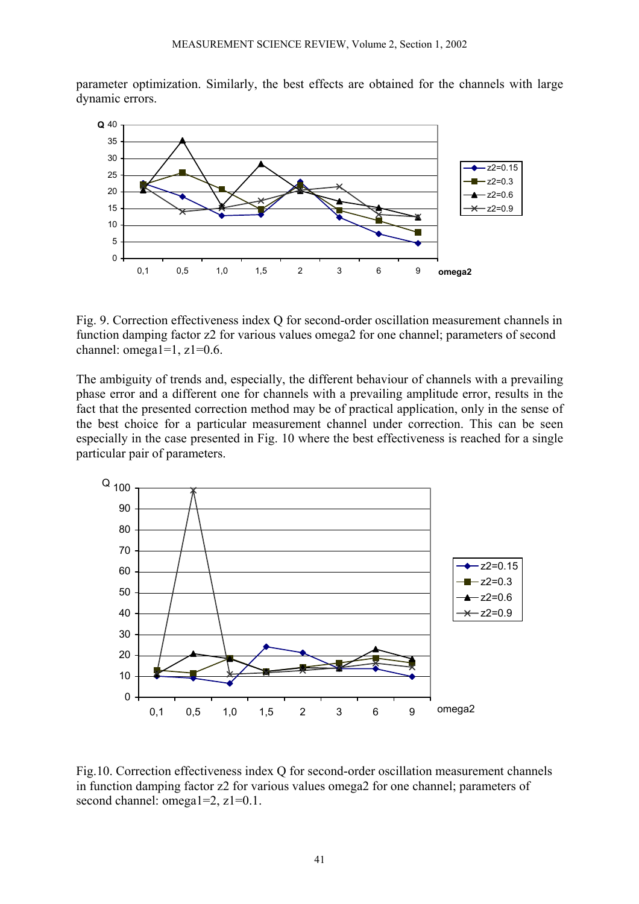parameter optimization. Similarly, the best effects are obtained for the channels with large dynamic errors.

Fig. 9. Correction effectiveness index Q for second-order oscillation measurement channels in function damping factor z2 for various values omega2 for one channel; parameters of second channel: omega1=1, z1=0.6.

The ambiguity of trends and, especially, the different behaviour of channels with a prevailing phase error and a different one for channels with a prevailing amplitude error, results in the fact that the presented correction method may be of practical application, only in the sense of the best choice for a particular measurement channel under correction. This can be seen especially in the case presented in Fig. 10 where the best effectiveness is reached for a single particular pair of parameters.

Fig.10. Correction effectiveness index Q for second-order oscillation measurement channels in function damping factor z2 for various values omega2 for one channel; parameters of second channel: omega1=2, z1=0.1.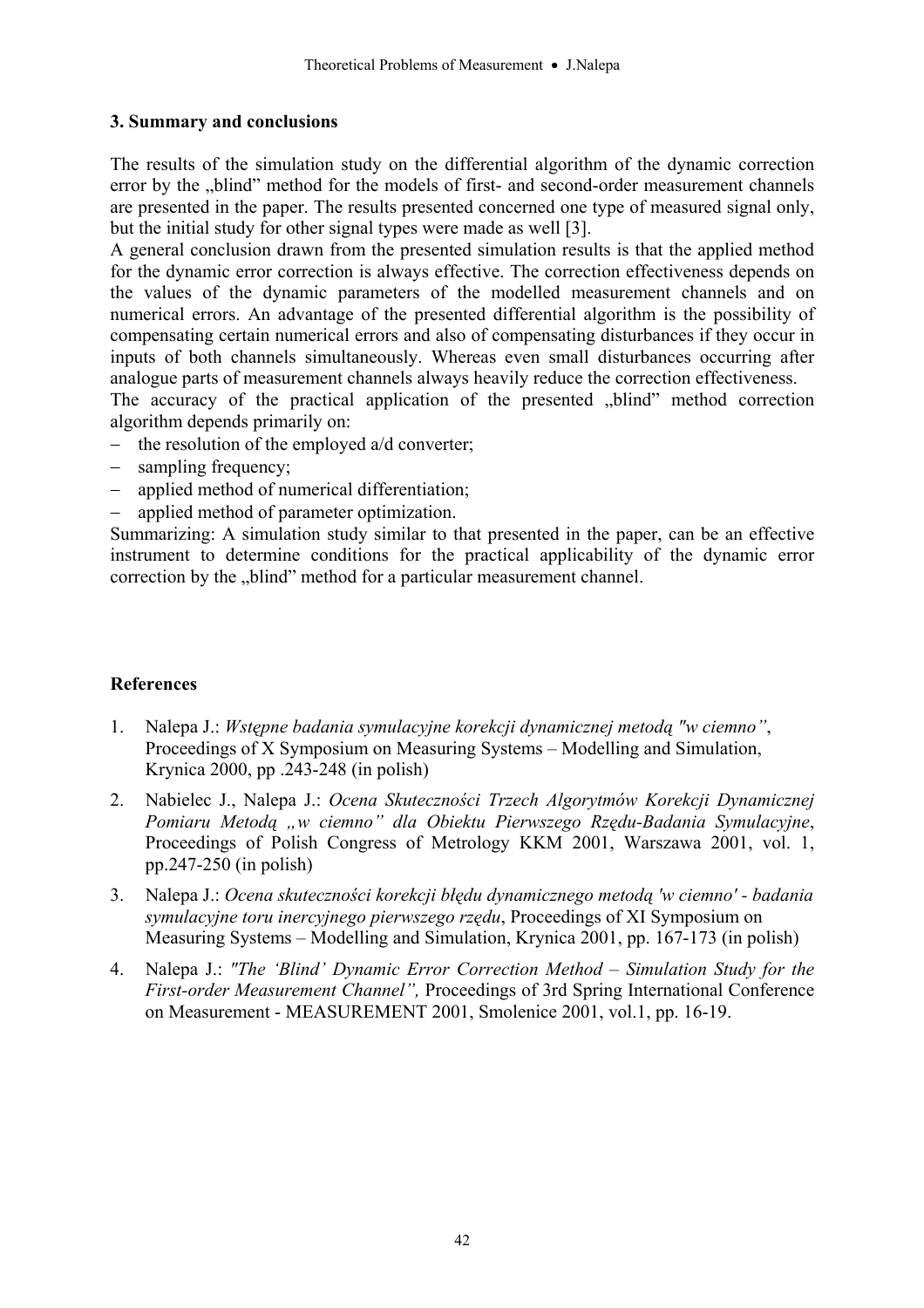### 3. Summary and conclusions

The results of the simulation study on the differential algorithm of the dynamic correction error by the „blind" method for the models of first- and second-order measurement channels are presented in the paper. The results presented concerned one type of measured signal only, but the initial study for other signal types were made as well [3].

A general conclusion drawn from the presented simulation results is that the applied method for the dynamic error correction is always effective. The correction effectiveness depends on the values of the dynamic parameters of the modelled measurement channels and on numerical errors. An advantage of the presented differential algorithm is the possibility of compensating certain numerical errors and also of compensating disturbances if they occur in inputs of both channels simultaneously. Whereas even small disturbances occurring after analogue parts of measurement channels always heavily reduce the correction effectiveness.

The accuracy of the practical application of the presented „blind" method correction algorithm depends primarily on:

- the resolution of the employed a/d converter;
- sampling frequency;
- applied method of numerical differentiation;
- applied method of parameter optimization.

Summarizing: A simulation study similar to that presented in the paper, can be an effective instrument to determine conditions for the practical applicability of the dynamic error correction by the „blind" method for a particular measurement channel.

### References

1. Nalepa J.: *Wstępne badania symulacyjne korekcji dynamicznej metodą "w ciemno"*, Proceedings of X Symposium on Measuring Systems – Modelling and Simulation, Krynica 2000, pp .243-248 (in polish)
2. Nabielec J., Nalepa J.: *Ocena Skuteczności Trzech Algorytmów Korekcji Dynamicznej Pomiaru Metodą „w ciemno" dla Obiektu Pierwszego Rzędu-Badania Symulacyjne*, Proceedings of Polish Congress of Metrology KKM 2001, Warszawa 2001, vol. 1, pp.247-250 (in polish)
3. Nalepa J.: *Ocena skuteczności korekcji błędu dynamicznego metodą 'w ciemno' - badania symulacyjne toru inercyjnego pierwszego rzędu*, Proceedings of XI Symposium on Measuring Systems – Modelling and Simulation, Krynica 2001, pp. 167-173 (in polish)
4. Nalepa J.: *"The 'Blind' Dynamic Error Correction Method – Simulation Study for the First-order Measurement Channel",* Proceedings of 3rd Spring International Conference on Measurement - MEASUREMENT 2001, Smolenice 2001, vol.1, pp. 16-19.